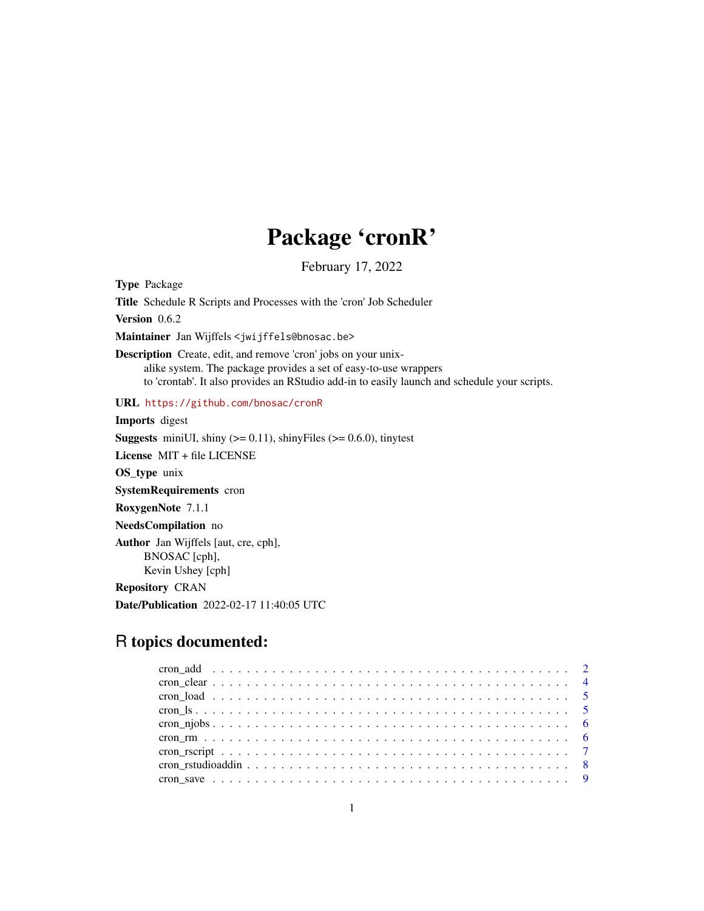# Package 'cronR'

February 17, 2022

**Type** Package

**Title** Schedule R Scripts and Processes with the 'cron' Job Scheduler

**Version** 0.6.2

**Maintainer** Jan Wijffels <jwijffels@bnosac.be>

**Description** Create, edit, and remove 'cron' jobs on your unix-alike system. The package provides a set of easy-to-use wrappers to 'crontab'. It also provides an RStudio add-in to easily launch and schedule your scripts.

**URL** https://github.com/bnosac/cronR

**Imports** digest

**Suggests** miniUI, shiny (>= 0.11), shinyFiles (>= 0.6.0), tinytest

**License** MIT + file LICENSE

**OS_type** unix

**SystemRequirements** cron

**RoxygenNote** 7.1.1

**NeedsCompilation** no

**Author** Jan Wijffels [aut, cre, cph],
BNOSAC [cph],
Kevin Ushey [cph]

**Repository** CRAN

**Date/Publication** 2022-02-17 11:40:05 UTC

## R topics documented:

- cron_add . . . . . . . . . . . . . . . . . . . . . . . . . . . . . . . . . . . . . . . . . 2
- cron_clear . . . . . . . . . . . . . . . . . . . . . . . . . . . . . . . . . . . . . . . . 4
- cron_load . . . . . . . . . . . . . . . . . . . . . . . . . . . . . . . . . . . . . . . . . 5
- cron_ls . . . . . . . . . . . . . . . . . . . . . . . . . . . . . . . . . . . . . . . . . . 5
- cron_njobs . . . . . . . . . . . . . . . . . . . . . . . . . . . . . . . . . . . . . . . . 6
- cron_rm . . . . . . . . . . . . . . . . . . . . . . . . . . . . . . . . . . . . . . . . . . 6
- cron_rscript . . . . . . . . . . . . . . . . . . . . . . . . . . . . . . . . . . . . . . . 7
- cron_rstudioaddin . . . . . . . . . . . . . . . . . . . . . . . . . . . . . . . . . . . . 8
- cron_save . . . . . . . . . . . . . . . . . . . . . . . . . . . . . . . . . . . . . . . . . 9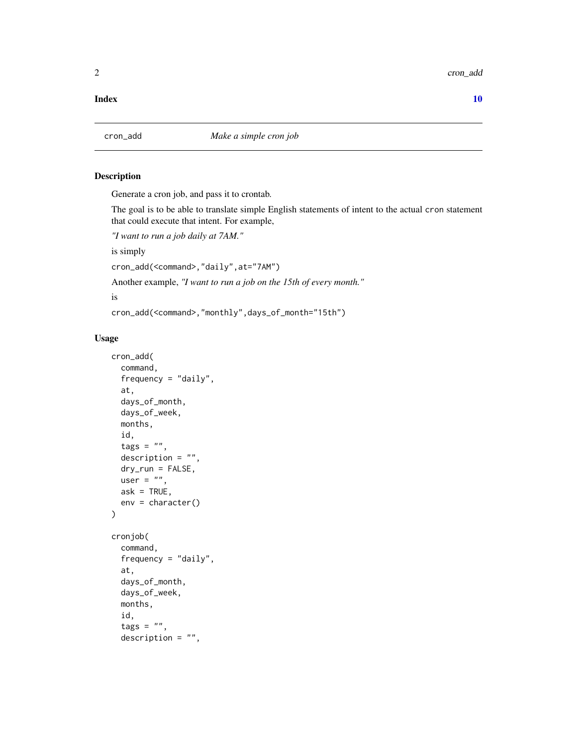**Index** 10

## cron_add — *Make a simple cron job*

### Description

Generate a cron job, and pass it to crontab.

The goal is to be able to translate simple English statements of intent to the actual `cron` statement that could execute that intent. For example,

*"I want to run a job daily at 7AM."*

is simply

`cron_add(<command>,"daily",at="7AM")`

Another example, *"I want to run a job on the 15th of every month."*

is

`cron_add(<command>,"monthly",days_of_month="15th")`

### Usage

```
cron_add(
  command,
  frequency = "daily",
  at,
  days_of_month,
  days_of_week,
  months,
  id,
  tags = "",
  description = "",
  dry_run = FALSE,
  user = "",
  ask = TRUE,
  env = character()
)

cronjob(
  command,
  frequency = "daily",
  at,
  days_of_month,
  days_of_week,
  months,
  id,
  tags = "",
  description = "",
```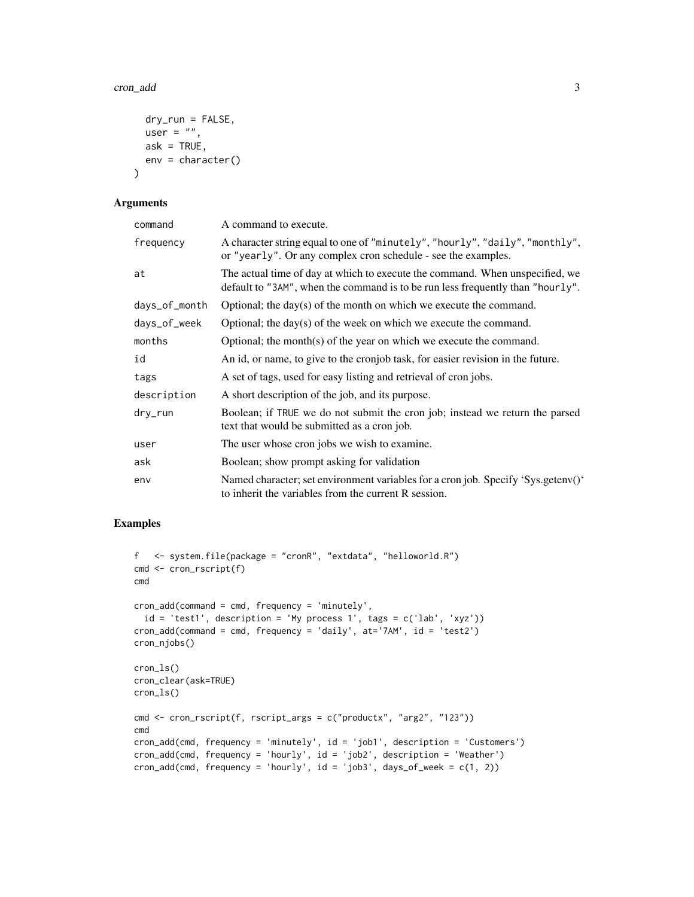```
  dry_run = FALSE,
  user = "",
  ask = TRUE,
  env = character()
)
```

### Arguments

| | |
|---|---|
| command | A command to execute. |
| frequency | A character string equal to one of "minutely", "hourly", "daily", "monthly", or "yearly". Or any complex cron schedule - see the examples. |
| at | The actual time of day at which to execute the command. When unspecified, we default to "3AM", when the command is to be run less frequently than "hourly". |
| days_of_month | Optional; the day(s) of the month on which we execute the command. |
| days_of_week | Optional; the day(s) of the week on which we execute the command. |
| months | Optional; the month(s) of the year on which we execute the command. |
| id | An id, or name, to give to the cronjob task, for easier revision in the future. |
| tags | A set of tags, used for easy listing and retrieval of cron jobs. |
| description | A short description of the job, and its purpose. |
| dry_run | Boolean; if TRUE we do not submit the cron job; instead we return the parsed text that would be submitted as a cron job. |
| user | The user whose cron jobs we wish to examine. |
| ask | Boolean; show prompt asking for validation |
| env | Named character; set environment variables for a cron job. Specify 'Sys.getenv()' to inherit the variables from the current R session. |

### Examples

```
f   <- system.file(package = "cronR", "extdata", "helloworld.R")
cmd <- cron_rscript(f)
cmd

cron_add(command = cmd, frequency = 'minutely',
  id = 'test1', description = 'My process 1', tags = c('lab', 'xyz'))
cron_add(command = cmd, frequency = 'daily', at='7AM', id = 'test2')
cron_njobs()

cron_ls()
cron_clear(ask=TRUE)
cron_ls()

cmd <- cron_rscript(f, rscript_args = c("productx", "arg2", "123"))
cmd
cron_add(cmd, frequency = 'minutely', id = 'job1', description = 'Customers')
cron_add(cmd, frequency = 'hourly', id = 'job2', description = 'Weather')
cron_add(cmd, frequency = 'hourly', id = 'job3', days_of_week = c(1, 2))
```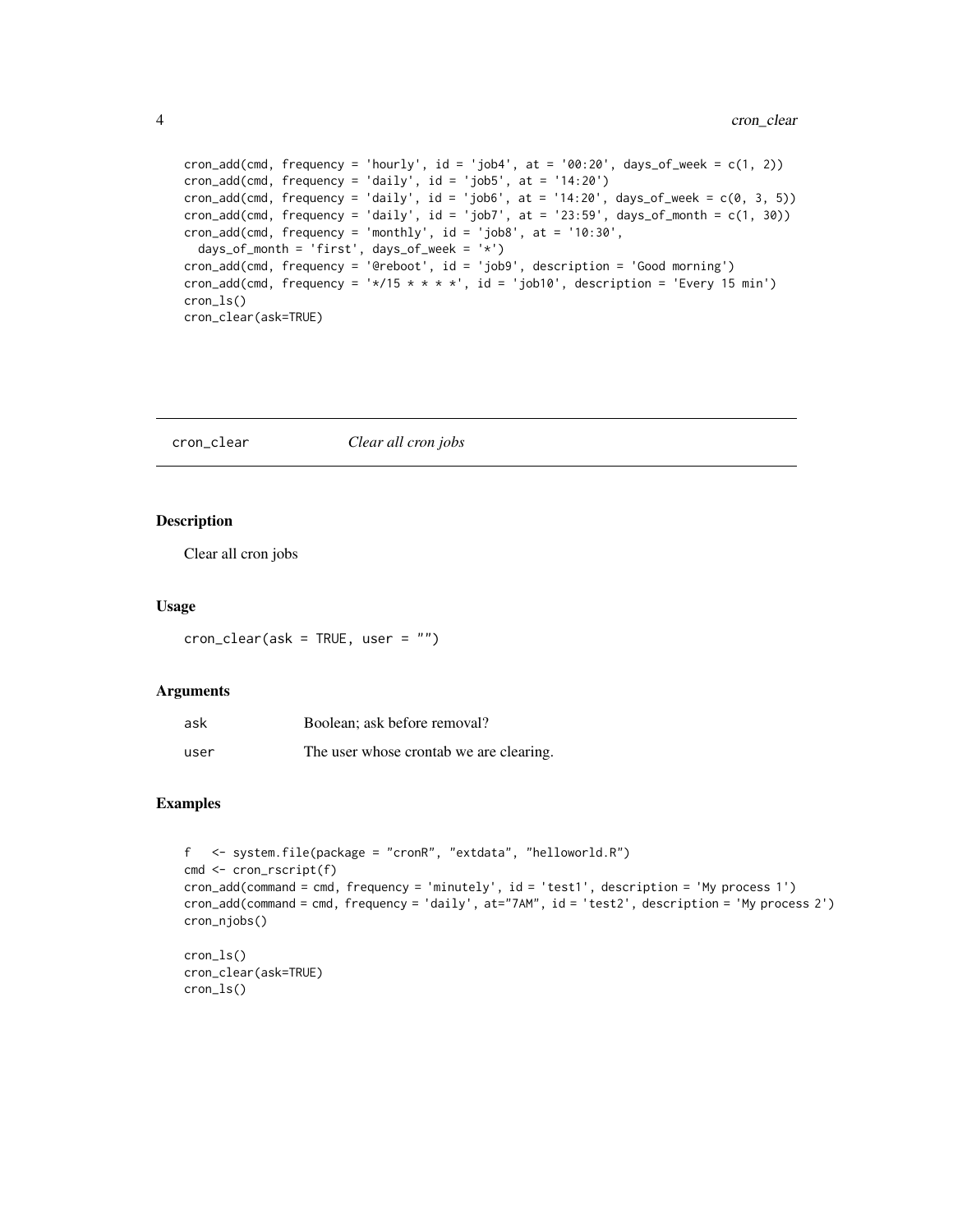```
cron_add(cmd, frequency = 'hourly', id = 'job4', at = '00:20', days_of_week = c(1, 2))
cron_add(cmd, frequency = 'daily', id = 'job5', at = '14:20')
cron_add(cmd, frequency = 'daily', id = 'job6', at = '14:20', days_of_week = c(0, 3, 5))
cron_add(cmd, frequency = 'daily', id = 'job7', at = '23:59', days_of_month = c(1, 30))
cron_add(cmd, frequency = 'monthly', id = 'job8', at = '10:30',
  days_of_month = 'first', days_of_week = '*')
cron_add(cmd, frequency = '@reboot', id = 'job9', description = 'Good morning')
cron_add(cmd, frequency = '*/15 * * * *', id = 'job10', description = 'Every 15 min')
cron_ls()
cron_clear(ask=TRUE)
```

## cron_clear — *Clear all cron jobs*

### Description

Clear all cron jobs

### Usage

```
cron_clear(ask = TRUE, user = "")
```

### Arguments

| | |
|---|---|
| ask | Boolean; ask before removal? |
| user | The user whose crontab we are clearing. |

### Examples

```
f   <- system.file(package = "cronR", "extdata", "helloworld.R")
cmd <- cron_rscript(f)
cron_add(command = cmd, frequency = 'minutely', id = 'test1', description = 'My process 1')
cron_add(command = cmd, frequency = 'daily', at="7AM", id = 'test2', description = 'My process 2')
cron_njobs()

cron_ls()
cron_clear(ask=TRUE)
cron_ls()
```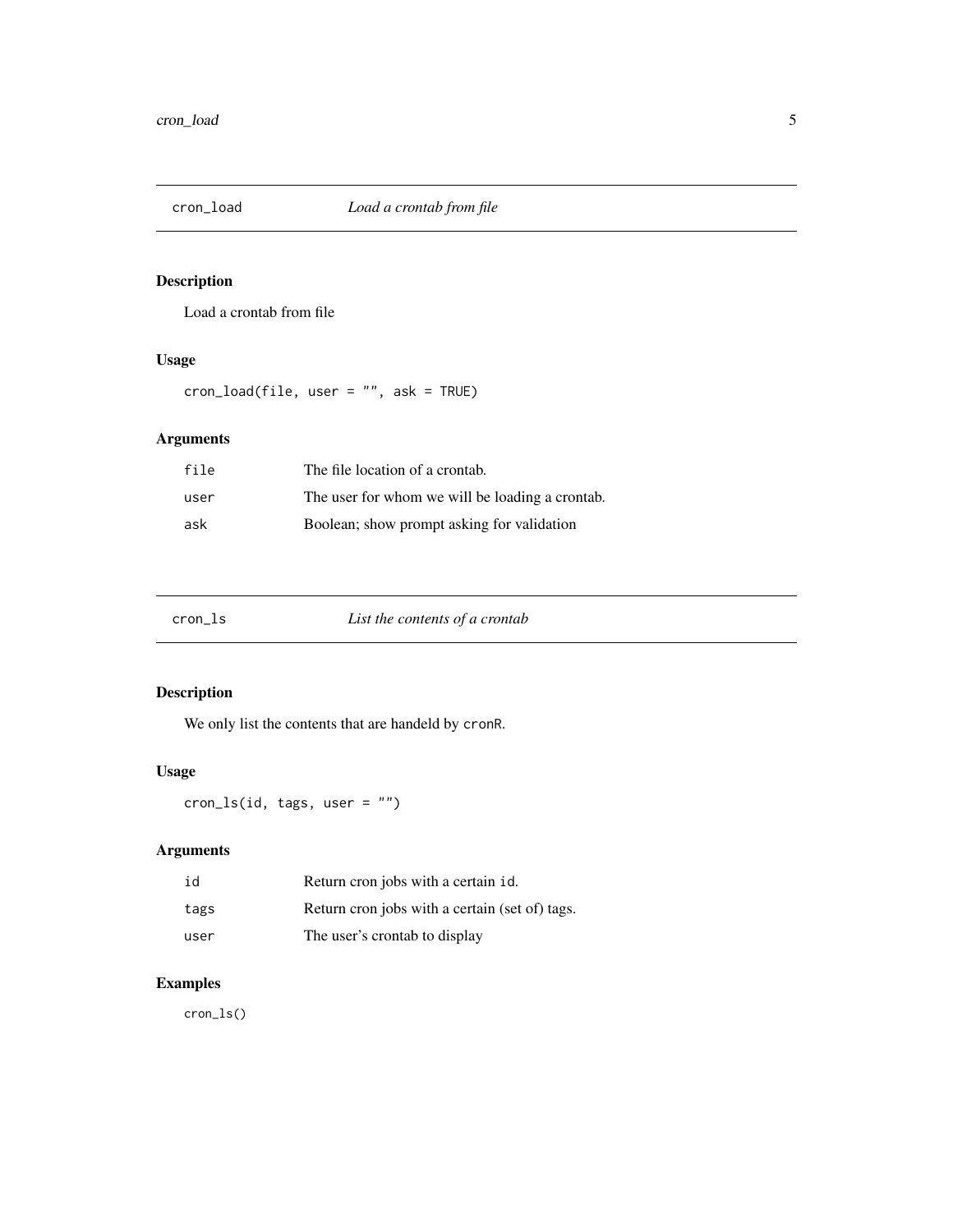## cron_load — *Load a crontab from file*

### Description

Load a crontab from file

### Usage

```
cron_load(file, user = "", ask = TRUE)
```

### Arguments

| | |
|---|---|
| `file` | The file location of a crontab. |
| `user` | The user for whom we will be loading a crontab. |
| `ask` | Boolean; show prompt asking for validation |

## cron_ls — *List the contents of a crontab*

### Description

We only list the contents that are handeld by `cronR`.

### Usage

```
cron_ls(id, tags, user = "")
```

### Arguments

| | |
|---|---|
| `id` | Return cron jobs with a certain `id`. |
| `tags` | Return cron jobs with a certain (set of) tags. |
| `user` | The user's crontab to display |

### Examples

```
cron_ls()
```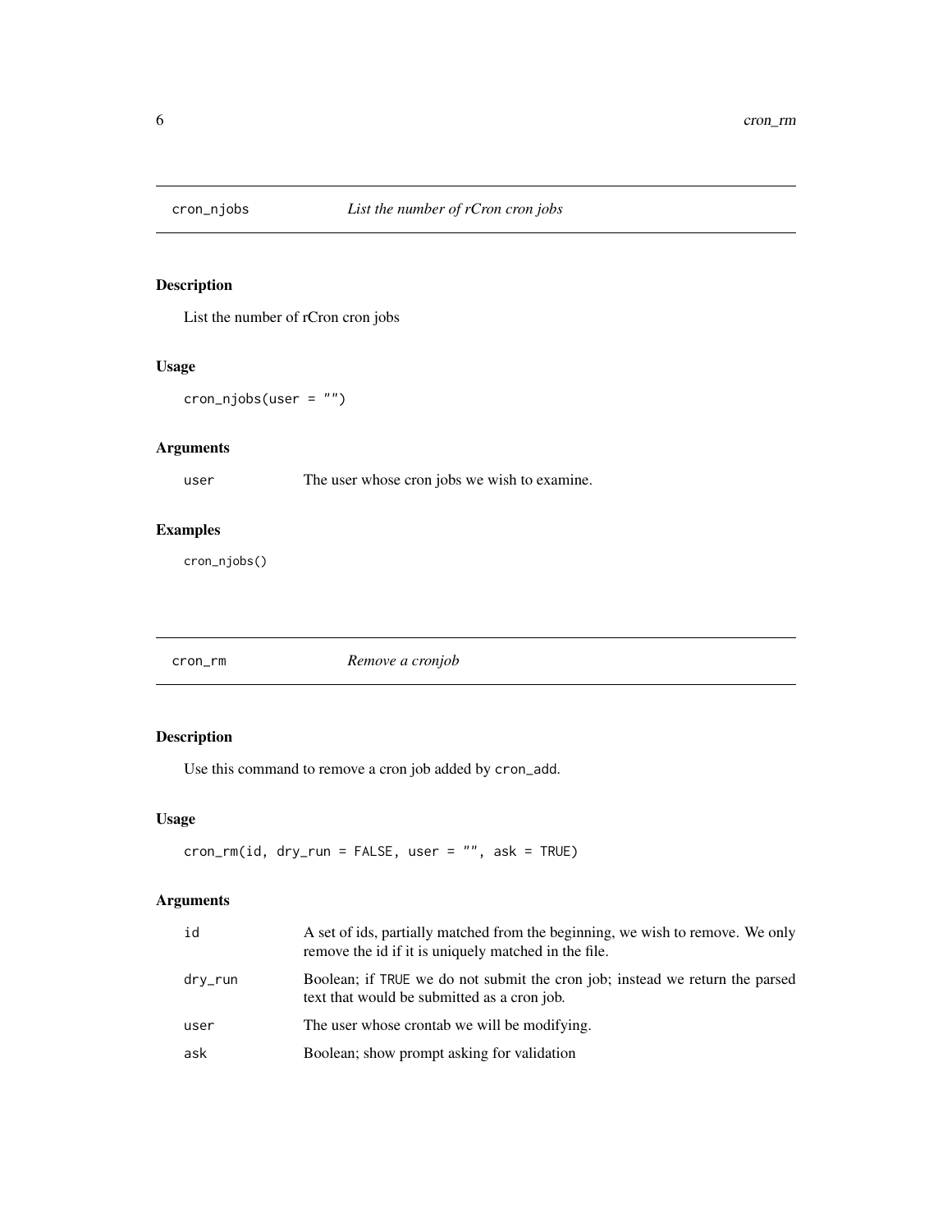## cron_njobs — *List the number of rCron cron jobs*

### Description

List the number of rCron cron jobs

### Usage

```
cron_njobs(user = "")
```

### Arguments

| | |
|---|---|
| user | The user whose cron jobs we wish to examine. |

### Examples

```
cron_njobs()
```

## cron_rm — *Remove a cronjob*

### Description

Use this command to remove a cron job added by `cron_add`.

### Usage

```
cron_rm(id, dry_run = FALSE, user = "", ask = TRUE)
```

### Arguments

| | |
|---|---|
| id | A set of ids, partially matched from the beginning, we wish to remove. We only remove the id if it is uniquely matched in the file. |
| dry_run | Boolean; if `TRUE` we do not submit the cron job; instead we return the parsed text that would be submitted as a cron job. |
| user | The user whose crontab we will be modifying. |
| ask | Boolean; show prompt asking for validation |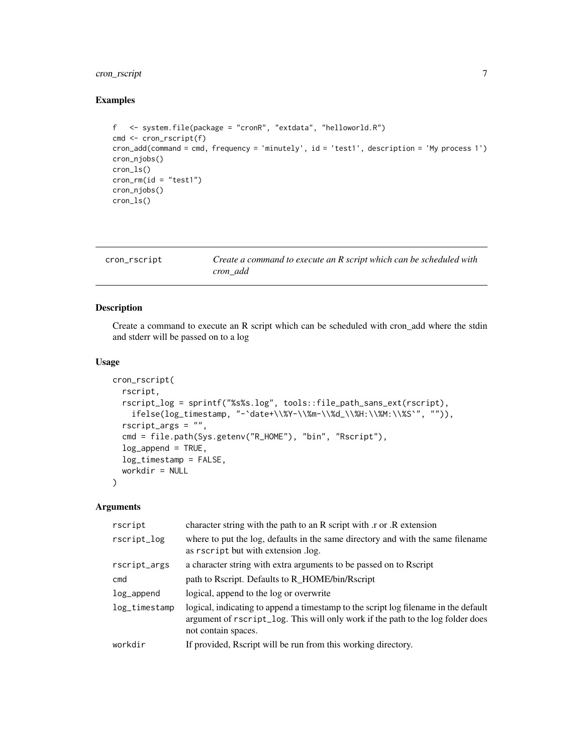## Examples

```
f   <- system.file(package = "cronR", "extdata", "helloworld.R")
cmd <- cron_rscript(f)
cron_add(command = cmd, frequency = 'minutely', id = 'test1', description = 'My process 1')
cron_njobs()
cron_ls()
cron_rm(id = "test1")
cron_njobs()
cron_ls()
```

---

# cron_rscript

*Create a command to execute an R script which can be scheduled with cron_add*

---

## Description

Create a command to execute an R script which can be scheduled with cron_add where the stdin and stderr will be passed on to a log

## Usage

```
cron_rscript(
  rscript,
  rscript_log = sprintf("%s%s.log", tools::file_path_sans_ext(rscript),
    ifelse(log_timestamp, "-`date+\\%Y-\\%m-\\%d_\\%H:\\%M:\\%S`", "")),
  rscript_args = "",
  cmd = file.path(Sys.getenv("R_HOME"), "bin", "Rscript"),
  log_append = TRUE,
  log_timestamp = FALSE,
  workdir = NULL
)
```

## Arguments

| | |
|---|---|
| `rscript` | character string with the path to an R script with .r or .R extension |
| `rscript_log` | where to put the log, defaults in the same directory and with the same filename as `rscript` but with extension .log. |
| `rscript_args` | a character string with extra arguments to be passed on to Rscript |
| `cmd` | path to Rscript. Defaults to R_HOME/bin/Rscript |
| `log_append` | logical, append to the log or overwrite |
| `log_timestamp` | logical, indicating to append a timestamp to the script log filename in the default argument of `rscript_log`. This will only work if the path to the log folder does not contain spaces. |
| `workdir` | If provided, Rscript will be run from this working directory. |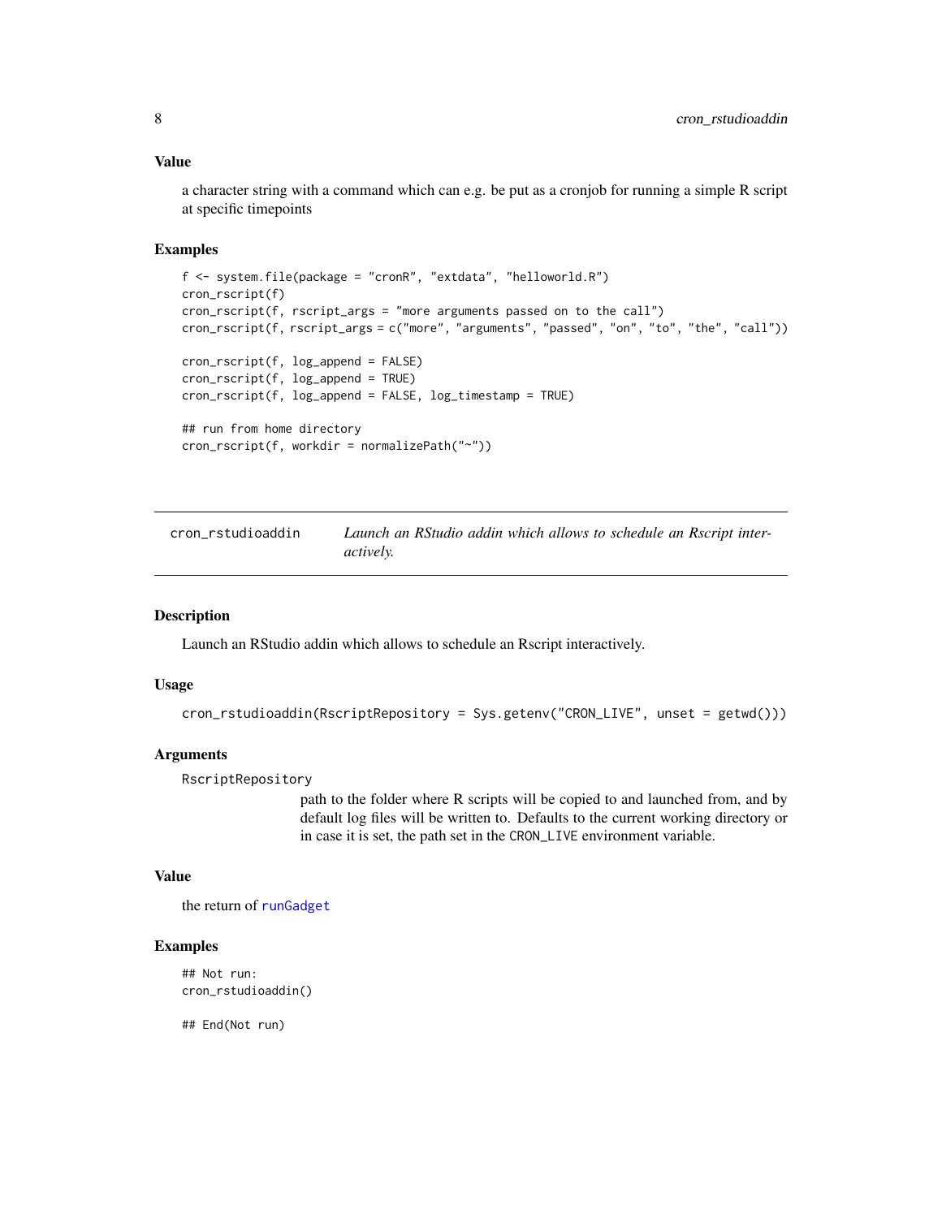### Value

a character string with a command which can e.g. be put as a cronjob for running a simple R script at specific timepoints

### Examples

```
f <- system.file(package = "cronR", "extdata", "helloworld.R")
cron_rscript(f)
cron_rscript(f, rscript_args = "more arguments passed on to the call")
cron_rscript(f, rscript_args = c("more", "arguments", "passed", "on", "to", "the", "call"))

cron_rscript(f, log_append = FALSE)
cron_rscript(f, log_append = TRUE)
cron_rscript(f, log_append = FALSE, log_timestamp = TRUE)

## run from home directory
cron_rscript(f, workdir = normalizePath("~"))
```

---

## cron_rstudioaddin — *Launch an RStudio addin which allows to schedule an Rscript interactively.*

---

### Description

Launch an RStudio addin which allows to schedule an Rscript interactively.

### Usage

```
cron_rstudioaddin(RscriptRepository = Sys.getenv("CRON_LIVE", unset = getwd()))
```

### Arguments

`RscriptRepository`
: path to the folder where R scripts will be copied to and launched from, and by default log files will be written to. Defaults to the current working directory or in case it is set, the path set in the `CRON_LIVE` environment variable.

### Value

the return of `runGadget`

### Examples

```
## Not run:
cron_rstudioaddin()

## End(Not run)
```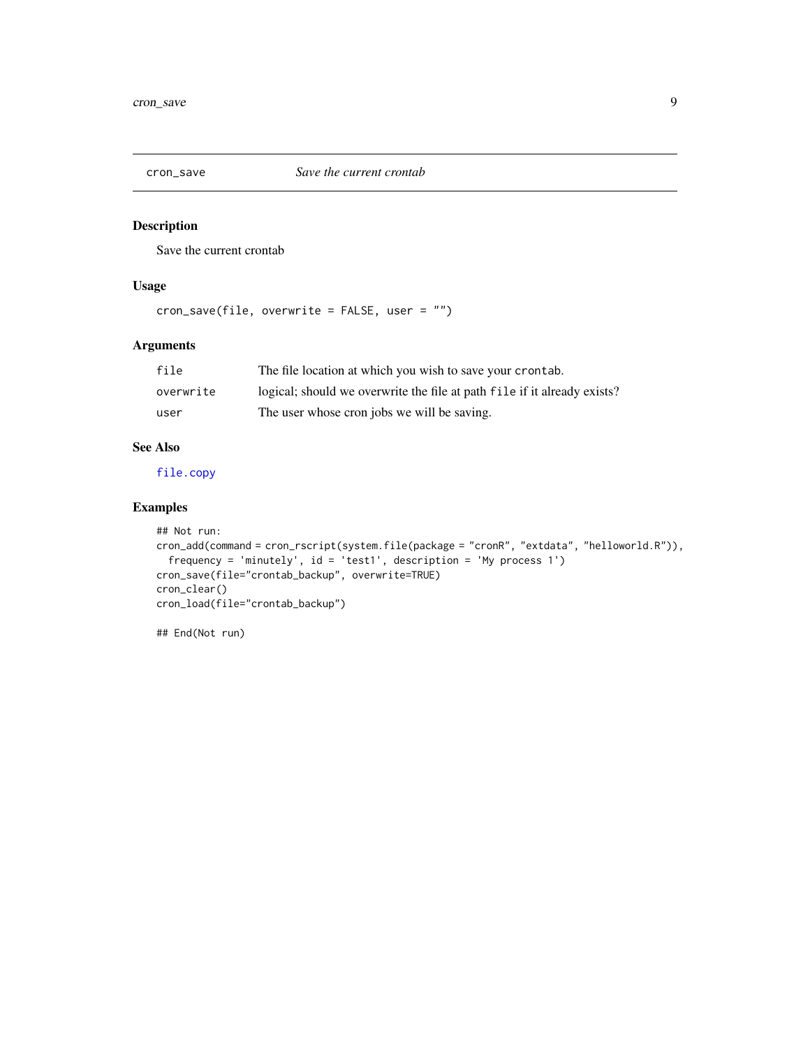## cron_save *Save the current crontab*

### Description

Save the current crontab

### Usage

```
cron_save(file, overwrite = FALSE, user = "")
```

### Arguments

| | |
|---|---|
| file | The file location at which you wish to save your `crontab`. |
| overwrite | logical; should we overwrite the file at path `file` if it already exists? |
| user | The user whose cron jobs we will be saving. |

### See Also

`file.copy`

### Examples

```
## Not run:
cron_add(command = cron_rscript(system.file(package = "cronR", "extdata", "helloworld.R")),
  frequency = 'minutely', id = 'test1', description = 'My process 1')
cron_save(file="crontab_backup", overwrite=TRUE)
cron_clear()
cron_load(file="crontab_backup")

## End(Not run)
```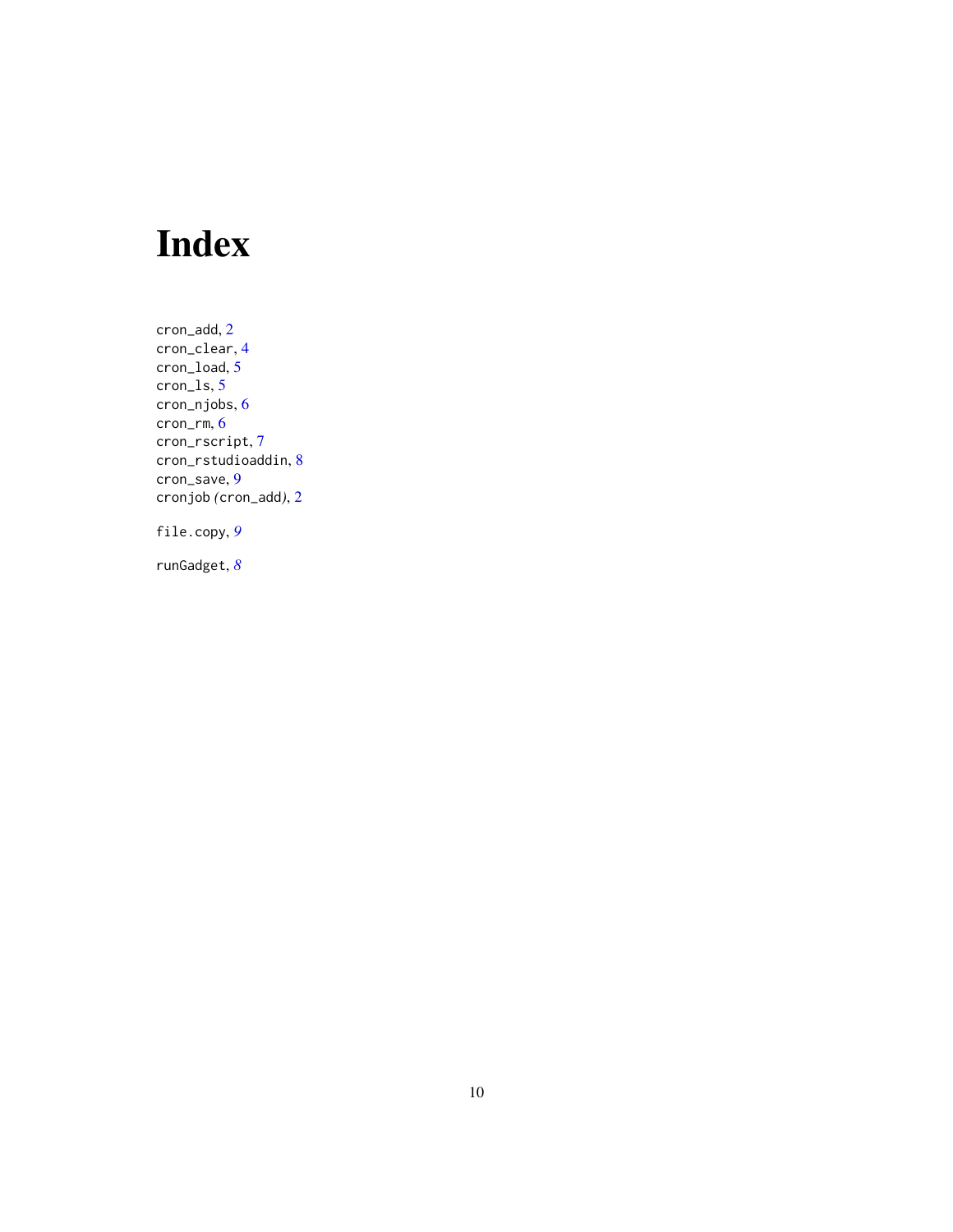# Index

cron_add, 2
cron_clear, 4
cron_load, 5
cron_ls, 5
cron_njobs, 6
cron_rm, 6
cron_rscript, 7
cron_rstudioaddin, 8
cron_save, 9
cronjob *(*cron_add*)*, 2

file.copy, *9*

runGadget, *8*